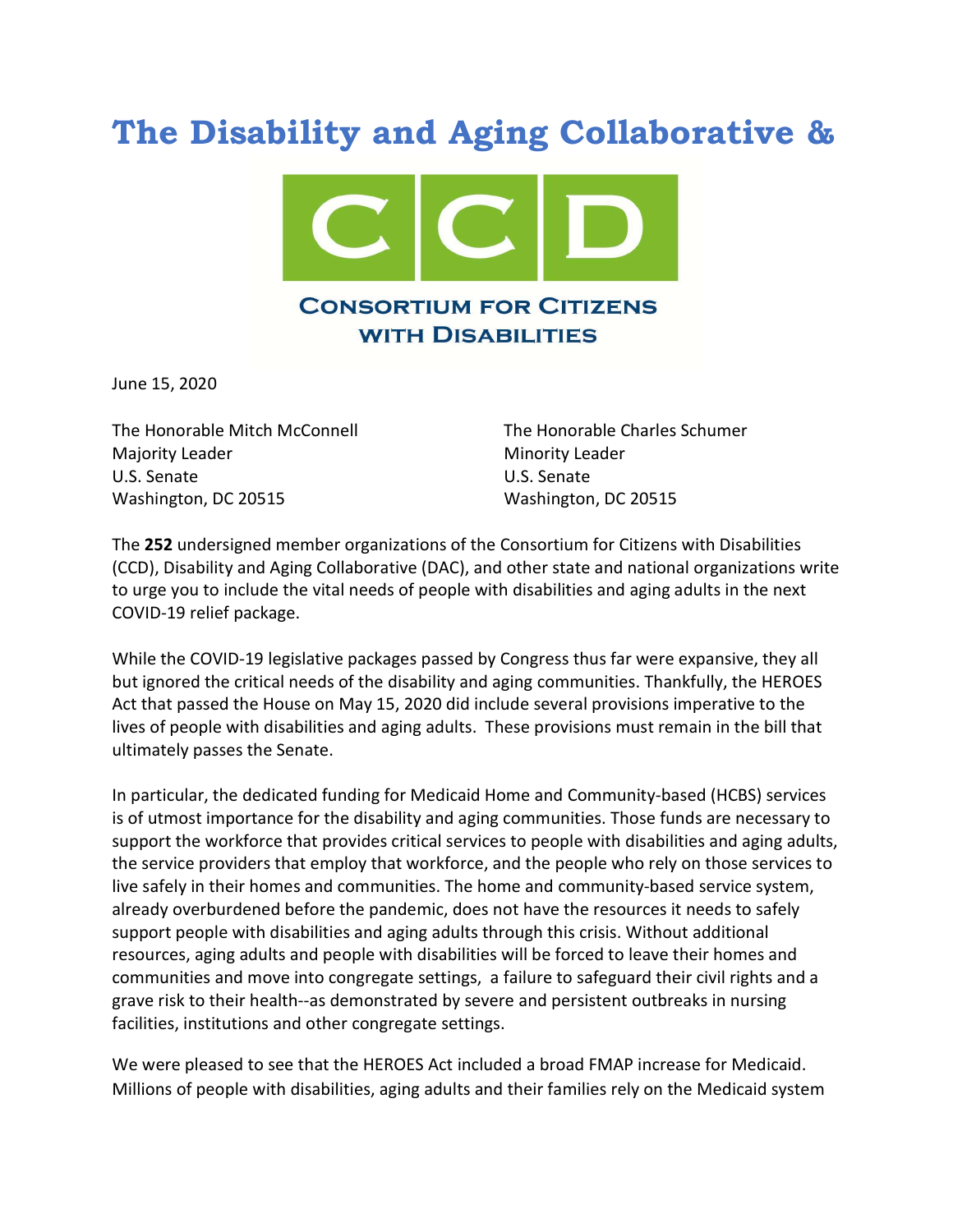# The Disability and Aging Collaborative &

**CCD**

**CONSORTIUM FOR CITIZENS WITH DISABILITIES**

June 15, 2020

The Honorable Mitch McConnell
Majority Leader
U.S. Senate
Washington, DC 20515

The Honorable Charles Schumer
Minority Leader
U.S. Senate
Washington, DC 20515

The **252** undersigned member organizations of the Consortium for Citizens with Disabilities (CCD), Disability and Aging Collaborative (DAC), and other state and national organizations write to urge you to include the vital needs of people with disabilities and aging adults in the next COVID-19 relief package.

While the COVID-19 legislative packages passed by Congress thus far were expansive, they all but ignored the critical needs of the disability and aging communities. Thankfully, the HEROES Act that passed the House on May 15, 2020 did include several provisions imperative to the lives of people with disabilities and aging adults. These provisions must remain in the bill that ultimately passes the Senate.

In particular, the dedicated funding for Medicaid Home and Community-based (HCBS) services is of utmost importance for the disability and aging communities. Those funds are necessary to support the workforce that provides critical services to people with disabilities and aging adults, the service providers that employ that workforce, and the people who rely on those services to live safely in their homes and communities. The home and community-based service system, already overburdened before the pandemic, does not have the resources it needs to safely support people with disabilities and aging adults through this crisis. Without additional resources, aging adults and people with disabilities will be forced to leave their homes and communities and move into congregate settings, a failure to safeguard their civil rights and a grave risk to their health--as demonstrated by severe and persistent outbreaks in nursing facilities, institutions and other congregate settings.

We were pleased to see that the HEROES Act included a broad FMAP increase for Medicaid. Millions of people with disabilities, aging adults and their families rely on the Medicaid system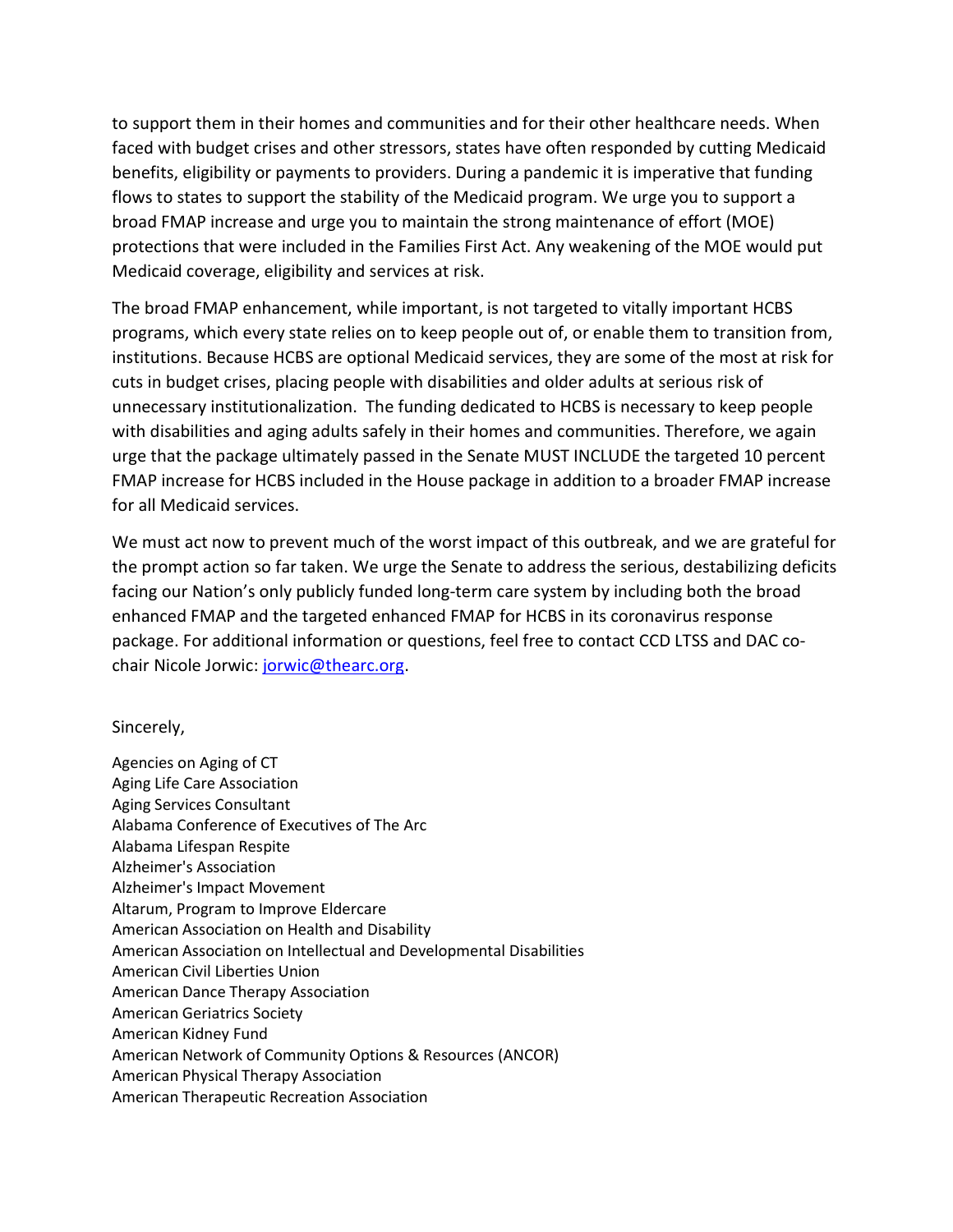to support them in their homes and communities and for their other healthcare needs. When faced with budget crises and other stressors, states have often responded by cutting Medicaid benefits, eligibility or payments to providers. During a pandemic it is imperative that funding flows to states to support the stability of the Medicaid program. We urge you to support a broad FMAP increase and urge you to maintain the strong maintenance of effort (MOE) protections that were included in the Families First Act. Any weakening of the MOE would put Medicaid coverage, eligibility and services at risk.

The broad FMAP enhancement, while important, is not targeted to vitally important HCBS programs, which every state relies on to keep people out of, or enable them to transition from, institutions. Because HCBS are optional Medicaid services, they are some of the most at risk for cuts in budget crises, placing people with disabilities and older adults at serious risk of unnecessary institutionalization. The funding dedicated to HCBS is necessary to keep people with disabilities and aging adults safely in their homes and communities. Therefore, we again urge that the package ultimately passed in the Senate MUST INCLUDE the targeted 10 percent FMAP increase for HCBS included in the House package in addition to a broader FMAP increase for all Medicaid services.

We must act now to prevent much of the worst impact of this outbreak, and we are grateful for the prompt action so far taken. We urge the Senate to address the serious, destabilizing deficits facing our Nation's only publicly funded long-term care system by including both the broad enhanced FMAP and the targeted enhanced FMAP for HCBS in its coronavirus response package. For additional information or questions, feel free to contact CCD LTSS and DAC co-chair Nicole Jorwic: jorwic@thearc.org.

Sincerely,

Agencies on Aging of CT
Aging Life Care Association
Aging Services Consultant
Alabama Conference of Executives of The Arc
Alabama Lifespan Respite
Alzheimer's Association
Alzheimer's Impact Movement
Altarum, Program to Improve Eldercare
American Association on Health and Disability
American Association on Intellectual and Developmental Disabilities
American Civil Liberties Union
American Dance Therapy Association
American Geriatrics Society
American Kidney Fund
American Network of Community Options & Resources (ANCOR)
American Physical Therapy Association
American Therapeutic Recreation Association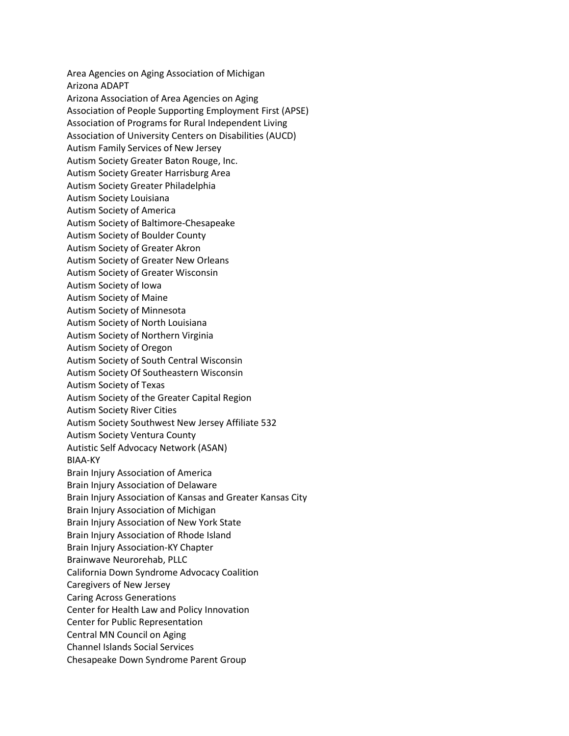Area Agencies on Aging Association of Michigan
Arizona ADAPT
Arizona Association of Area Agencies on Aging
Association of People Supporting Employment First (APSE)
Association of Programs for Rural Independent Living
Association of University Centers on Disabilities (AUCD)
Autism Family Services of New Jersey
Autism Society Greater Baton Rouge, Inc.
Autism Society Greater Harrisburg Area
Autism Society Greater Philadelphia
Autism Society Louisiana
Autism Society of America
Autism Society of Baltimore-Chesapeake
Autism Society of Boulder County
Autism Society of Greater Akron
Autism Society of Greater New Orleans
Autism Society of Greater Wisconsin
Autism Society of Iowa
Autism Society of Maine
Autism Society of Minnesota
Autism Society of North Louisiana
Autism Society of Northern Virginia
Autism Society of Oregon
Autism Society of South Central Wisconsin
Autism Society Of Southeastern Wisconsin
Autism Society of Texas
Autism Society of the Greater Capital Region
Autism Society River Cities
Autism Society Southwest New Jersey Affiliate 532
Autism Society Ventura County
Autistic Self Advocacy Network (ASAN)
BIAA-KY
Brain Injury Association of America
Brain Injury Association of Delaware
Brain Injury Association of Kansas and Greater Kansas City
Brain Injury Association of Michigan
Brain Injury Association of New York State
Brain Injury Association of Rhode Island
Brain Injury Association-KY Chapter
Brainwave Neurorehab, PLLC
California Down Syndrome Advocacy Coalition
Caregivers of New Jersey
Caring Across Generations
Center for Health Law and Policy Innovation
Center for Public Representation
Central MN Council on Aging
Channel Islands Social Services
Chesapeake Down Syndrome Parent Group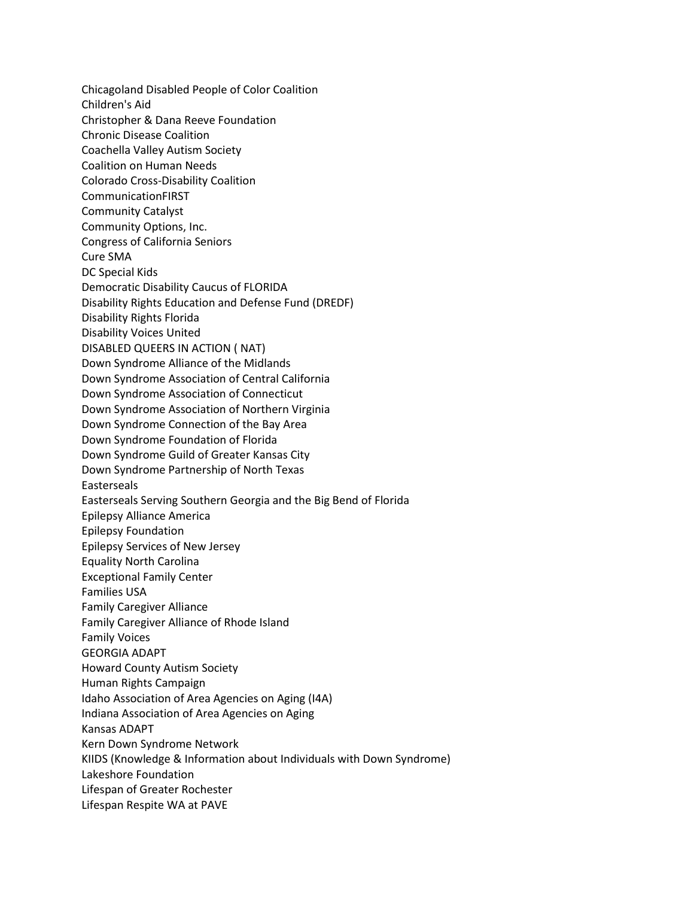Chicagoland Disabled People of Color Coalition
Children's Aid
Christopher & Dana Reeve Foundation
Chronic Disease Coalition
Coachella Valley Autism Society
Coalition on Human Needs
Colorado Cross-Disability Coalition
CommunicationFIRST
Community Catalyst
Community Options, Inc.
Congress of California Seniors
Cure SMA
DC Special Kids
Democratic Disability Caucus of FLORIDA
Disability Rights Education and Defense Fund (DREDF)
Disability Rights Florida
Disability Voices United
DISABLED QUEERS IN ACTION ( NAT)
Down Syndrome Alliance of the Midlands
Down Syndrome Association of Central California
Down Syndrome Association of Connecticut
Down Syndrome Association of Northern Virginia
Down Syndrome Connection of the Bay Area
Down Syndrome Foundation of Florida
Down Syndrome Guild of Greater Kansas City
Down Syndrome Partnership of North Texas
Easterseals
Easterseals Serving Southern Georgia and the Big Bend of Florida
Epilepsy Alliance America
Epilepsy Foundation
Epilepsy Services of New Jersey
Equality North Carolina
Exceptional Family Center
Families USA
Family Caregiver Alliance
Family Caregiver Alliance of Rhode Island
Family Voices
GEORGIA ADAPT
Howard County Autism Society
Human Rights Campaign
Idaho Association of Area Agencies on Aging (I4A)
Indiana Association of Area Agencies on Aging
Kansas ADAPT
Kern Down Syndrome Network
KIIDS (Knowledge & Information about Individuals with Down Syndrome)
Lakeshore Foundation
Lifespan of Greater Rochester
Lifespan Respite WA at PAVE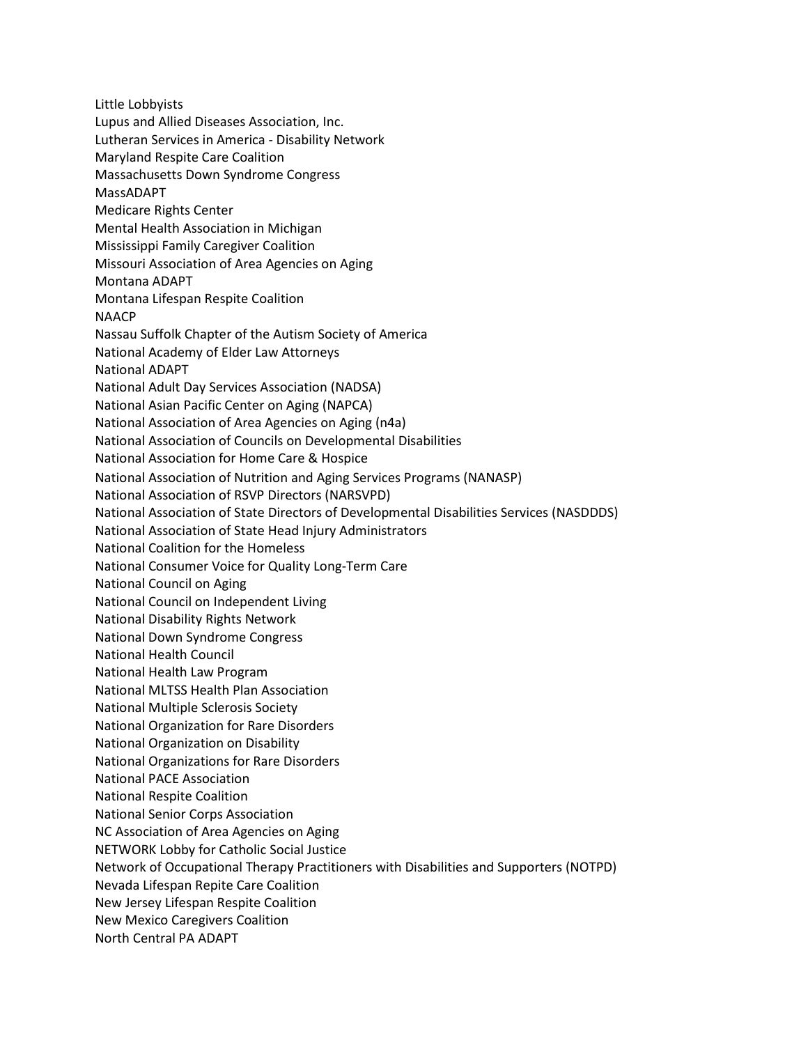Little Lobbyists
Lupus and Allied Diseases Association, Inc.
Lutheran Services in America - Disability Network
Maryland Respite Care Coalition
Massachusetts Down Syndrome Congress
MassADAPT
Medicare Rights Center
Mental Health Association in Michigan
Mississippi Family Caregiver Coalition
Missouri Association of Area Agencies on Aging
Montana ADAPT
Montana Lifespan Respite Coalition
NAACP
Nassau Suffolk Chapter of the Autism Society of America
National Academy of Elder Law Attorneys
National ADAPT
National Adult Day Services Association (NADSA)
National Asian Pacific Center on Aging (NAPCA)
National Association of Area Agencies on Aging (n4a)
National Association of Councils on Developmental Disabilities
National Association for Home Care & Hospice
National Association of Nutrition and Aging Services Programs (NANASP)
National Association of RSVP Directors (NARSVPD)
National Association of State Directors of Developmental Disabilities Services (NASDDDS)
National Association of State Head Injury Administrators
National Coalition for the Homeless
National Consumer Voice for Quality Long-Term Care
National Council on Aging
National Council on Independent Living
National Disability Rights Network
National Down Syndrome Congress
National Health Council
National Health Law Program
National MLTSS Health Plan Association
National Multiple Sclerosis Society
National Organization for Rare Disorders
National Organization on Disability
National Organizations for Rare Disorders
National PACE Association
National Respite Coalition
National Senior Corps Association
NC Association of Area Agencies on Aging
NETWORK Lobby for Catholic Social Justice
Network of Occupational Therapy Practitioners with Disabilities and Supporters (NOTPD)
Nevada Lifespan Repite Care Coalition
New Jersey Lifespan Respite Coalition
New Mexico Caregivers Coalition
North Central PA ADAPT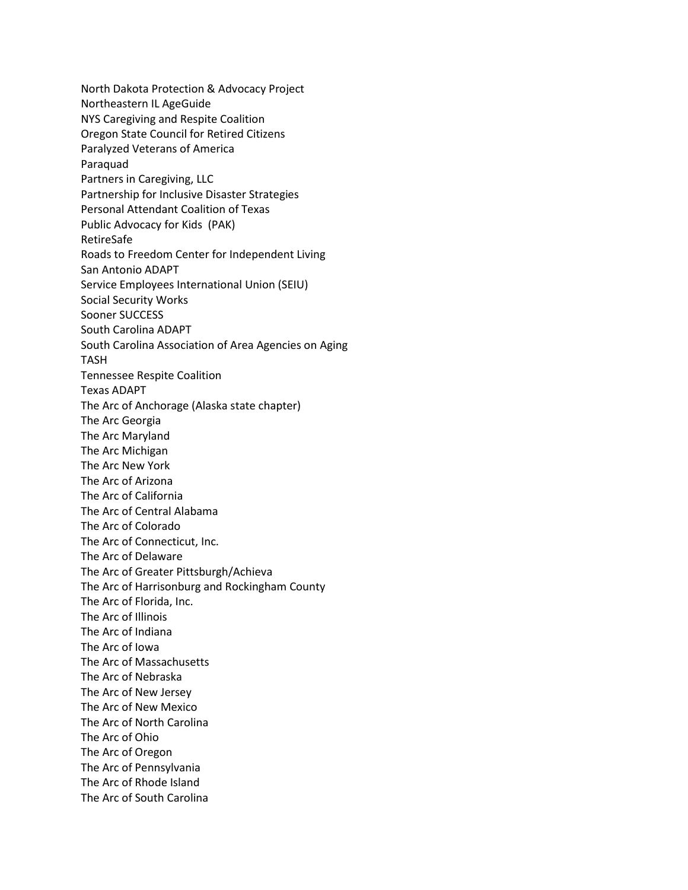North Dakota Protection & Advocacy Project
Northeastern IL AgeGuide
NYS Caregiving and Respite Coalition
Oregon State Council for Retired Citizens
Paralyzed Veterans of America
Paraquad
Partners in Caregiving, LLC
Partnership for Inclusive Disaster Strategies
Personal Attendant Coalition of Texas
Public Advocacy for Kids (PAK)
RetireSafe
Roads to Freedom Center for Independent Living
San Antonio ADAPT
Service Employees International Union (SEIU)
Social Security Works
Sooner SUCCESS
South Carolina ADAPT
South Carolina Association of Area Agencies on Aging
TASH
Tennessee Respite Coalition
Texas ADAPT
The Arc of Anchorage (Alaska state chapter)
The Arc Georgia
The Arc Maryland
The Arc Michigan
The Arc New York
The Arc of Arizona
The Arc of California
The Arc of Central Alabama
The Arc of Colorado
The Arc of Connecticut, Inc.
The Arc of Delaware
The Arc of Greater Pittsburgh/Achieva
The Arc of Harrisonburg and Rockingham County
The Arc of Florida, Inc.
The Arc of Illinois
The Arc of Indiana
The Arc of Iowa
The Arc of Massachusetts
The Arc of Nebraska
The Arc of New Jersey
The Arc of New Mexico
The Arc of North Carolina
The Arc of Ohio
The Arc of Oregon
The Arc of Pennsylvania
The Arc of Rhode Island
The Arc of South Carolina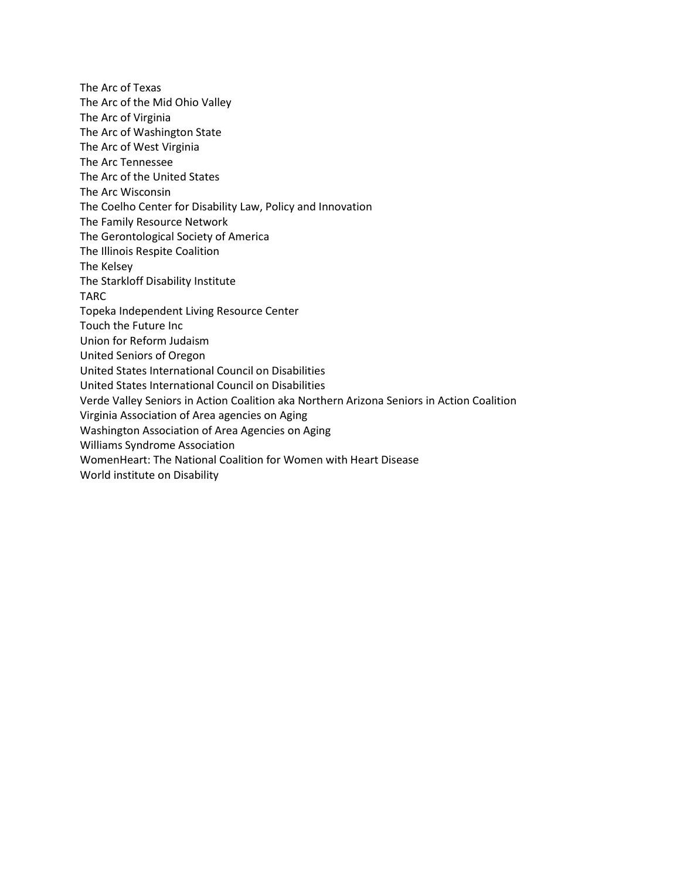The Arc of Texas
The Arc of the Mid Ohio Valley
The Arc of Virginia
The Arc of Washington State
The Arc of West Virginia
The Arc Tennessee
The Arc of the United States
The Arc Wisconsin
The Coelho Center for Disability Law, Policy and Innovation
The Family Resource Network
The Gerontological Society of America
The Illinois Respite Coalition
The Kelsey
The Starkloff Disability Institute
TARC
Topeka Independent Living Resource Center
Touch the Future Inc
Union for Reform Judaism
United Seniors of Oregon
United States International Council on Disabilities
United States International Council on Disabilities
Verde Valley Seniors in Action Coalition aka Northern Arizona Seniors in Action Coalition
Virginia Association of Area agencies on Aging
Washington Association of Area Agencies on Aging
Williams Syndrome Association
WomenHeart: The National Coalition for Women with Heart Disease
World institute on Disability